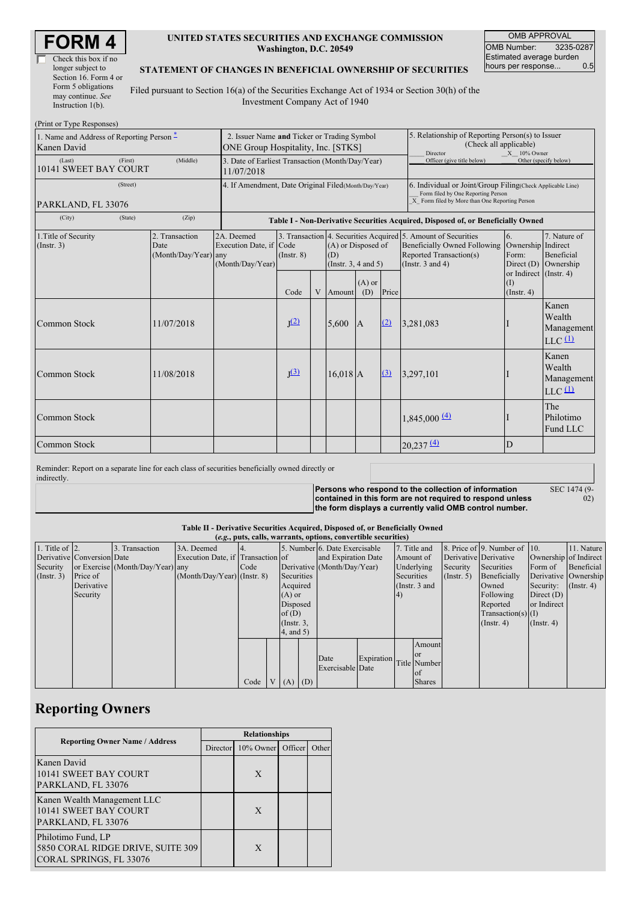# FORM 4

Check this box if no longer subject to Section 16. Form 4 or Form 5 obligations may continue. *See* Instruction 1(b).

**UNITED STATES SECURITIES AND EXCHANGE COMMISSION**
**Washington, D.C. 20549**

**STATEMENT OF CHANGES IN BENEFICIAL OWNERSHIP OF SECURITIES**

Filed pursuant to Section 16(a) of the Securities Exchange Act of 1934 or Section 30(h) of the Investment Company Act of 1940

| OMB APPROVAL | |
|---|---|
| OMB Number: | 3235-0287 |
| Estimated average burden hours per response... | 0.5 |

(Print or Type Responses)

| 1. Name and Address of Reporting Person * | 2. Issuer Name and Ticker or Trading Symbol | 5. Relationship of Reporting Person(s) to Issuer (Check all applicable) |
|---|---|---|
| Kanen David | ONE Group Hospitality, Inc. [STKS] | ___ Director _X_ 10% Owner |
| (Last) (First) (Middle) 10141 SWEET BAY COURT | 3. Date of Earliest Transaction (Month/Day/Year) 11/07/2018 | ___ Officer (give title below) ___ Other (specify below) |
| (Street) PARKLAND, FL 33076 | 4. If Amendment, Date Original Filed (Month/Day/Year) | 6. Individual or Joint/Group Filing (Check Applicable Line) ___ Form filed by One Reporting Person _X_ Form filed by More than One Reporting Person |
| (City) (State) (Zip) | | |

**Table I - Non-Derivative Securities Acquired, Disposed of, or Beneficially Owned**

| 1.Title of Security (Instr. 3) | 2. Transaction Date (Month/Day/Year) | 2A. Deemed Execution Date, if any (Month/Day/Year) | 3. Transaction Code (Instr. 8) | | 4. Securities Acquired (A) or Disposed of (D) (Instr. 3, 4 and 5) | | | 5. Amount of Securities Beneficially Owned Following Reported Transaction(s) (Instr. 3 and 4) | 6. Ownership Form: Direct (D) or Indirect (I) (Instr. 4) | 7. Nature of Indirect Beneficial Ownership (Instr. 4) |
|---|---|---|---|---|---|---|---|---|---|---|
| | | | Code | V | Amount | (A) or (D) | Price | | | |
| Common Stock | 11/07/2018 | | J (2) | | 5,600 | A | (2) | 3,281,083 | I | Kanen Wealth Management LLC (1) |
| Common Stock | 11/08/2018 | | J (3) | | 16,018 | A | (3) | 3,297,101 | I | Kanen Wealth Management LLC (1) |
| Common Stock | | | | | | | | 1,845,000 (4) | I | The Philotimo Fund LLC |
| Common Stock | | | | | | | | 20,237 (4) | D | |

Reminder: Report on a separate line for each class of securities beneficially owned directly or indirectly.

**Persons who respond to the collection of information contained in this form are not required to respond unless the form displays a currently valid OMB control number.** SEC 1474 (9-02)

**Table II - Derivative Securities Acquired, Disposed of, or Beneficially Owned**
***(e.g., puts, calls, warrants, options, convertible securities)***

| 1. Title of Derivative Security (Instr. 3) | 2. Conversion or Exercise Price of Derivative Security | 3. Transaction Date (Month/Day/Year) | 3A. Deemed Execution Date, if any (Month/Day/Year) | 4. Transaction Code (Instr. 8) | | 5. Number of Derivative Securities Acquired (A) or Disposed of (D) (Instr. 3, 4, and 5) | | 6. Date Exercisable and Expiration Date (Month/Day/Year) | | 7. Title and Amount of Underlying Securities (Instr. 3 and 4) | | 8. Price of Derivative Security (Instr. 5) | 9. Number of Derivative Securities Beneficially Owned Following Reported Transaction(s) (Instr. 4) | 10. Ownership Form of Derivative Security: Direct (D) or Indirect (I) (Instr. 4) | 11. Nature of Indirect Beneficial Ownership (Instr. 4) |
|---|---|---|---|---|---|---|---|---|---|---|---|---|---|---|---|
| | | | | Code | V | (A) | (D) | Date Exercisable | Expiration Date | Title | Amount or Number of Shares | | | | |

## Reporting Owners

| Reporting Owner Name / Address | Relationships | | | |
|---|---|---|---|---|
| | Director | 10% Owner | Officer | Other |
| Kanen David 10141 SWEET BAY COURT PARKLAND, FL 33076 | | X | | |
| Kanen Wealth Management LLC 10141 SWEET BAY COURT PARKLAND, FL 33076 | | X | | |
| Philotimo Fund, LP 5850 CORAL RIDGE DRIVE, SUITE 309 CORAL SPRINGS, FL 33076 | | X | | |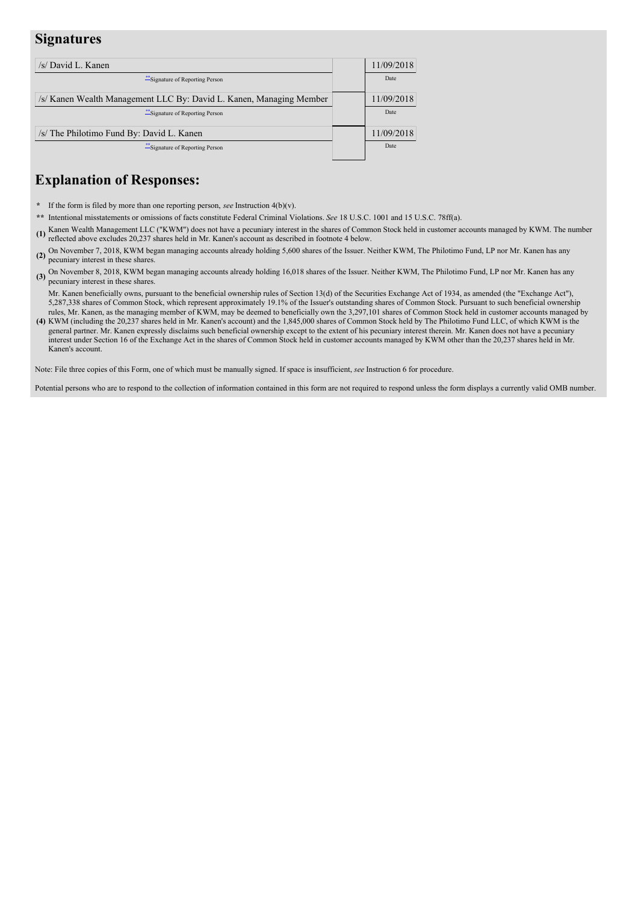## Signatures

| | |
|---|---|
| /s/ David L. Kanen | 11/09/2018 |
| **Signature of Reporting Person | Date |
| /s/ Kanen Wealth Management LLC By: David L. Kanen, Managing Member | 11/09/2018 |
| **Signature of Reporting Person | Date |
| /s/ The Philotimo Fund By: David L. Kanen | 11/09/2018 |
| **Signature of Reporting Person | Date |

## Explanation of Responses:

\* If the form is filed by more than one reporting person, *see* Instruction 4(b)(v).

\** Intentional misstatements or omissions of facts constitute Federal Criminal Violations. *See* 18 U.S.C. 1001 and 15 U.S.C. 78ff(a).

**(1)** Kanen Wealth Management LLC ("KWM") does not have a pecuniary interest in the shares of Common Stock held in customer accounts managed by KWM. The number reflected above excludes 20,237 shares held in Mr. Kanen's account as described in footnote 4 below.

**(2)** On November 7, 2018, KWM began managing accounts already holding 5,600 shares of the Issuer. Neither KWM, The Philotimo Fund, LP nor Mr. Kanen has any pecuniary interest in these shares.

**(3)** On November 8, 2018, KWM began managing accounts already holding 16,018 shares of the Issuer. Neither KWM, The Philotimo Fund, LP nor Mr. Kanen has any pecuniary interest in these shares.

**(4)** Mr. Kanen beneficially owns, pursuant to the beneficial ownership rules of Section 13(d) of the Securities Exchange Act of 1934, as amended (the "Exchange Act"), 5,287,338 shares of Common Stock, which represent approximately 19.1% of the Issuer's outstanding shares of Common Stock. Pursuant to such beneficial ownership rules, Mr. Kanen, as the managing member of KWM, may be deemed to beneficially own the 3,297,101 shares of Common Stock held in customer accounts managed by KWM (including the 20,237 shares held in Mr. Kanen's account) and the 1,845,000 shares of Common Stock held by The Philotimo Fund LLC, of which KWM is the general partner. Mr. Kanen expressly disclaims such beneficial ownership except to the extent of his pecuniary interest therein. Mr. Kanen does not have a pecuniary interest under Section 16 of the Exchange Act in the shares of Common Stock held in customer accounts managed by KWM other than the 20,237 shares held in Mr. Kanen's account.

Note: File three copies of this Form, one of which must be manually signed. If space is insufficient, *see* Instruction 6 for procedure.

Potential persons who are to respond to the collection of information contained in this form are not required to respond unless the form displays a currently valid OMB number.